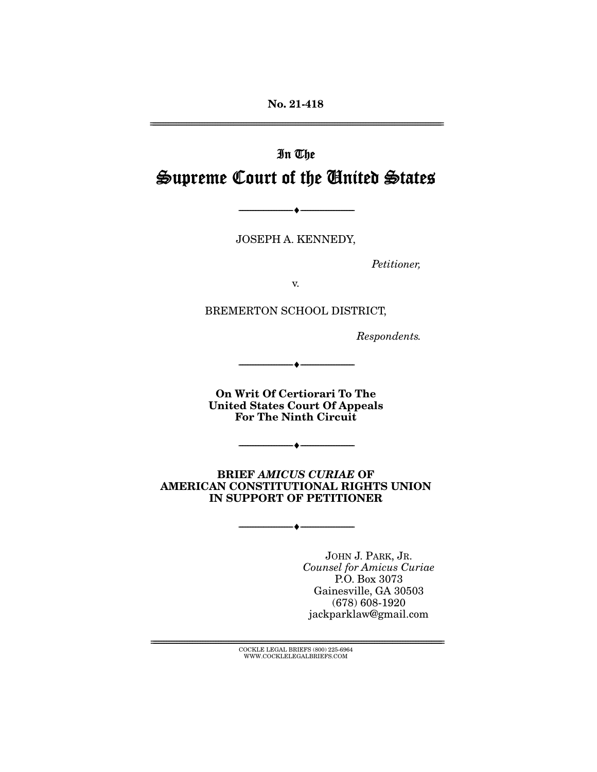**No. 21-418**

---

In The

# Supreme Court of the United States

---

JOSEPH A. KENNEDY,

*Petitioner,*

v.

BREMERTON SCHOOL DISTRICT,

*Respondents.*

---

**On Writ Of Certiorari To The United States Court Of Appeals For The Ninth Circuit**

---

**BRIEF *AMICUS CURIAE* OF AMERICAN CONSTITUTIONAL RIGHTS UNION IN SUPPORT OF PETITIONER**

---

JOHN J. PARK, JR.
*Counsel for Amicus Curiae*
P.O. Box 3073
Gainesville, GA 30503
(678) 608-1920
jackparklaw@gmail.com

---

COCKLE LEGAL BRIEFS (800) 225-6964
WWW.COCKLELEGALBRIEFS.COM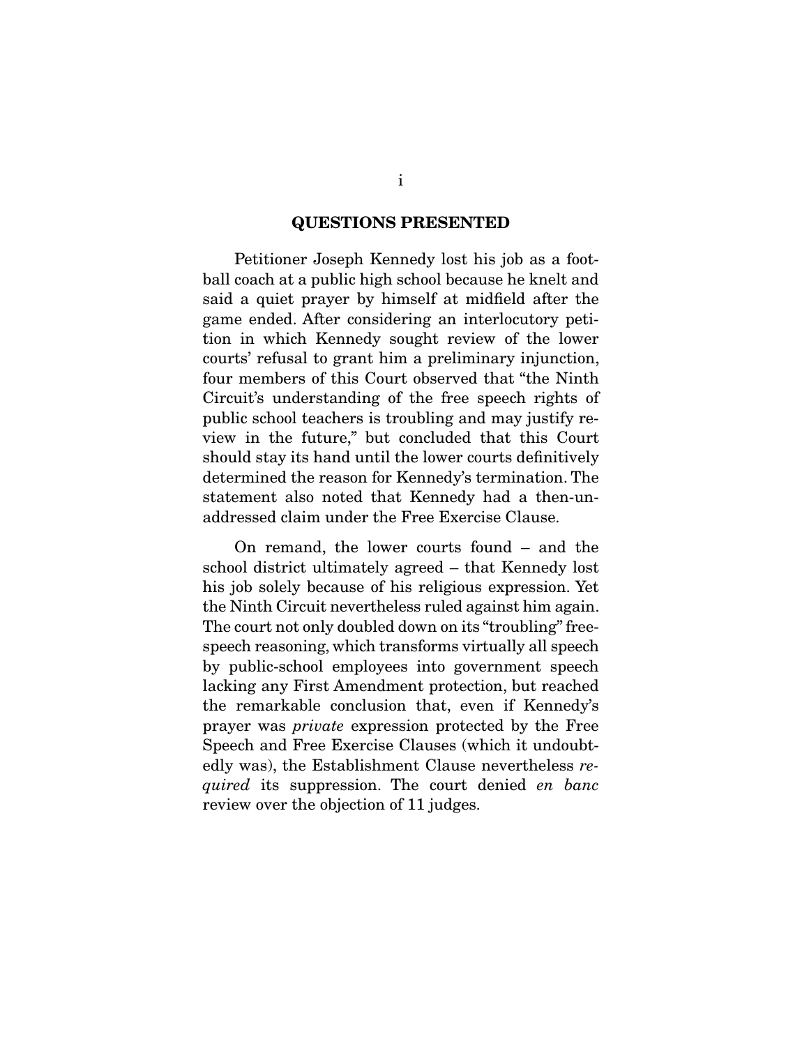## QUESTIONS PRESENTED

Petitioner Joseph Kennedy lost his job as a football coach at a public high school because he knelt and said a quiet prayer by himself at midfield after the game ended. After considering an interlocutory petition in which Kennedy sought review of the lower courts' refusal to grant him a preliminary injunction, four members of this Court observed that "the Ninth Circuit's understanding of the free speech rights of public school teachers is troubling and may justify review in the future," but concluded that this Court should stay its hand until the lower courts definitively determined the reason for Kennedy's termination. The statement also noted that Kennedy had a then-unaddressed claim under the Free Exercise Clause.

On remand, the lower courts found – and the school district ultimately agreed – that Kennedy lost his job solely because of his religious expression. Yet the Ninth Circuit nevertheless ruled against him again. The court not only doubled down on its "troubling" free-speech reasoning, which transforms virtually all speech by public-school employees into government speech lacking any First Amendment protection, but reached the remarkable conclusion that, even if Kennedy's prayer was *private* expression protected by the Free Speech and Free Exercise Clauses (which it undoubtedly was), the Establishment Clause nevertheless *required* its suppression. The court denied *en banc* review over the objection of 11 judges.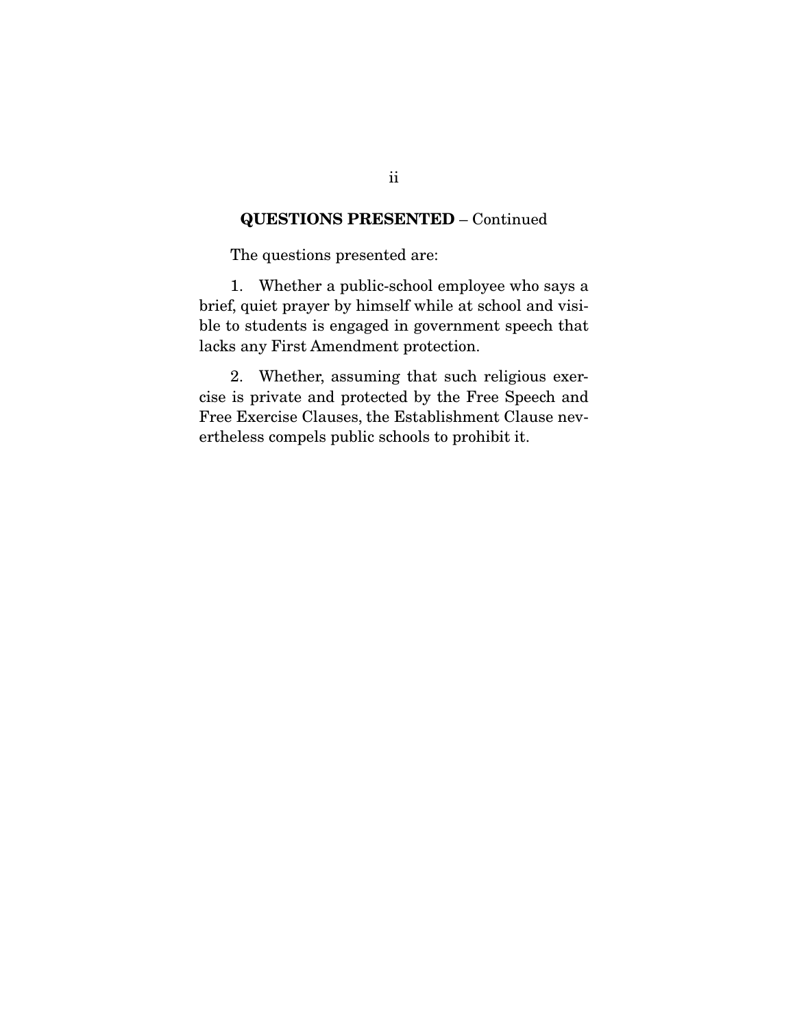## QUESTIONS PRESENTED – Continued

The questions presented are:

1. Whether a public-school employee who says a brief, quiet prayer by himself while at school and visible to students is engaged in government speech that lacks any First Amendment protection.

2. Whether, assuming that such religious exercise is private and protected by the Free Speech and Free Exercise Clauses, the Establishment Clause nevertheless compels public schools to prohibit it.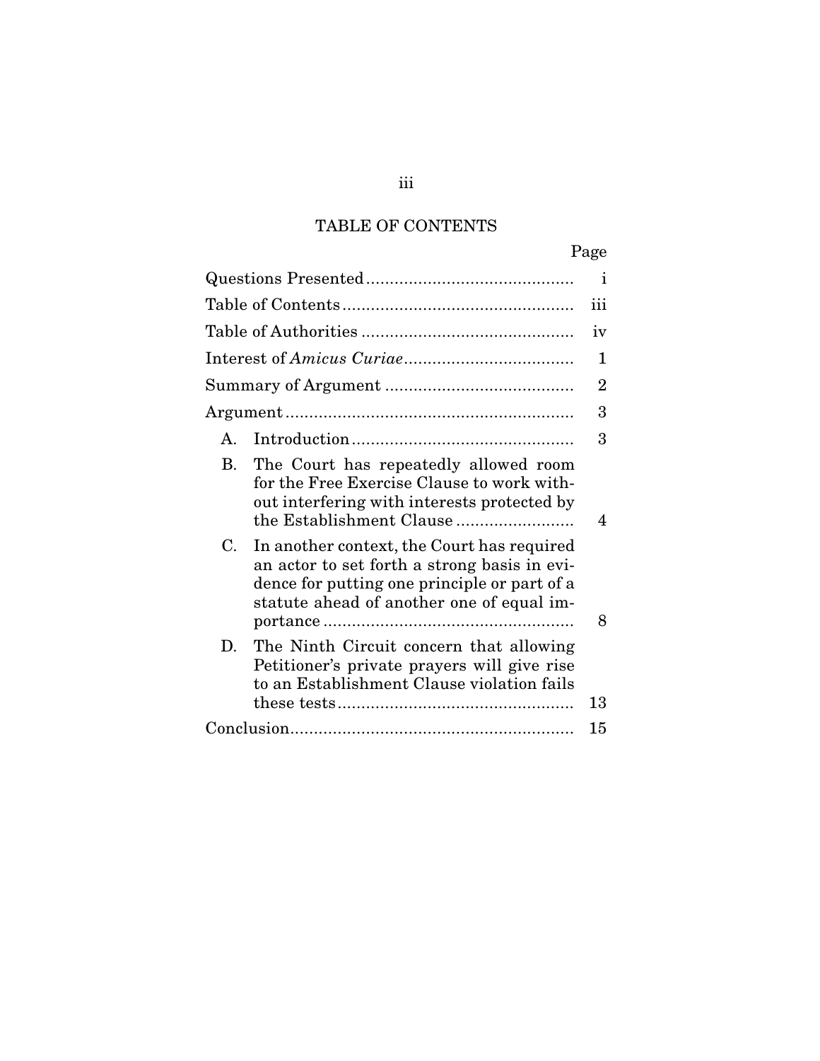## TABLE OF CONTENTS

| | Page |
|---|---|
| Questions Presented | i |
| Table of Contents | iii |
| Table of Authorities | iv |
| Interest of *Amicus Curiae* | 1 |
| Summary of Argument | 2 |
| Argument | 3 |
| A. Introduction | 3 |
| B. The Court has repeatedly allowed room for the Free Exercise Clause to work without interfering with interests protected by the Establishment Clause | 4 |
| C. In another context, the Court has required an actor to set forth a strong basis in evidence for putting one principle or part of a statute ahead of another one of equal importance | 8 |
| D. The Ninth Circuit concern that allowing Petitioner's private prayers will give rise to an Establishment Clause violation fails these tests | 13 |
| Conclusion | 15 |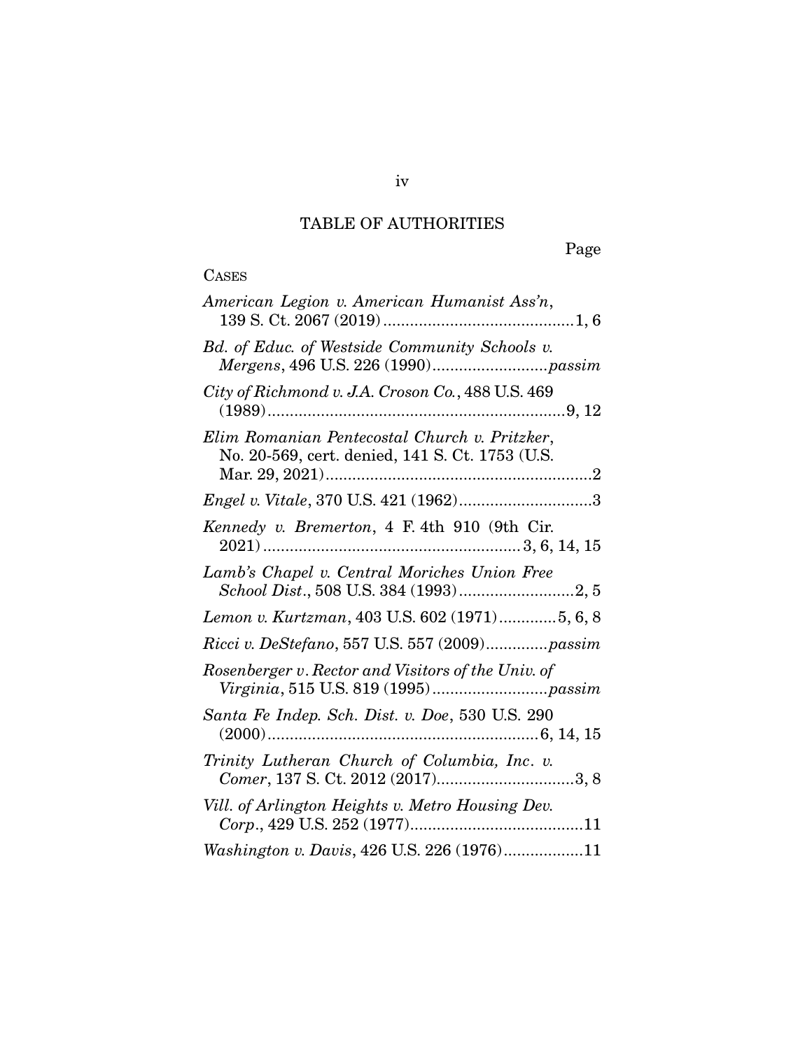# TABLE OF AUTHORITIES

Page

CASES

*American Legion v. American Humanist Ass'n*, 139 S. Ct. 2067 (2019)..........................................1, 6

*Bd. of Educ. of Westside Community Schools v. Mergens*, 496 U.S. 226 (1990)..........................*passim*

*City of Richmond v. J.A. Croson Co.*, 488 U.S. 469 (1989)..................................................................9, 12

*Elim Romanian Pentecostal Church v. Pritzker*, No. 20-569, cert. denied, 141 S. Ct. 1753 (U.S. Mar. 29, 2021)............................................................2

*Engel v. Vitale*, 370 U.S. 421 (1962)..............................3

*Kennedy v. Bremerton*, 4 F. 4th 910 (9th Cir. 2021)..........................................................3, 6, 14, 15

*Lamb's Chapel v. Central Moriches Union Free School Dist.*, 508 U.S. 384 (1993)..........................2, 5

*Lemon v. Kurtzman*, 403 U.S. 602 (1971).............5, 6, 8

*Ricci v. DeStefano*, 557 U.S. 557 (2009).............*passim*

*Rosenberger v. Rector and Visitors of the Univ. of Virginia*, 515 U.S. 819 (1995)..........................*passim*

*Santa Fe Indep. Sch. Dist. v. Doe*, 530 U.S. 290 (2000)............................................................6, 14, 15

*Trinity Lutheran Church of Columbia, Inc. v. Comer*, 137 S. Ct. 2012 (2017)...............................3, 8

*Vill. of Arlington Heights v. Metro Housing Dev. Corp.*, 429 U.S. 252 (1977).......................................11

*Washington v. Davis*, 426 U.S. 226 (1976)..................11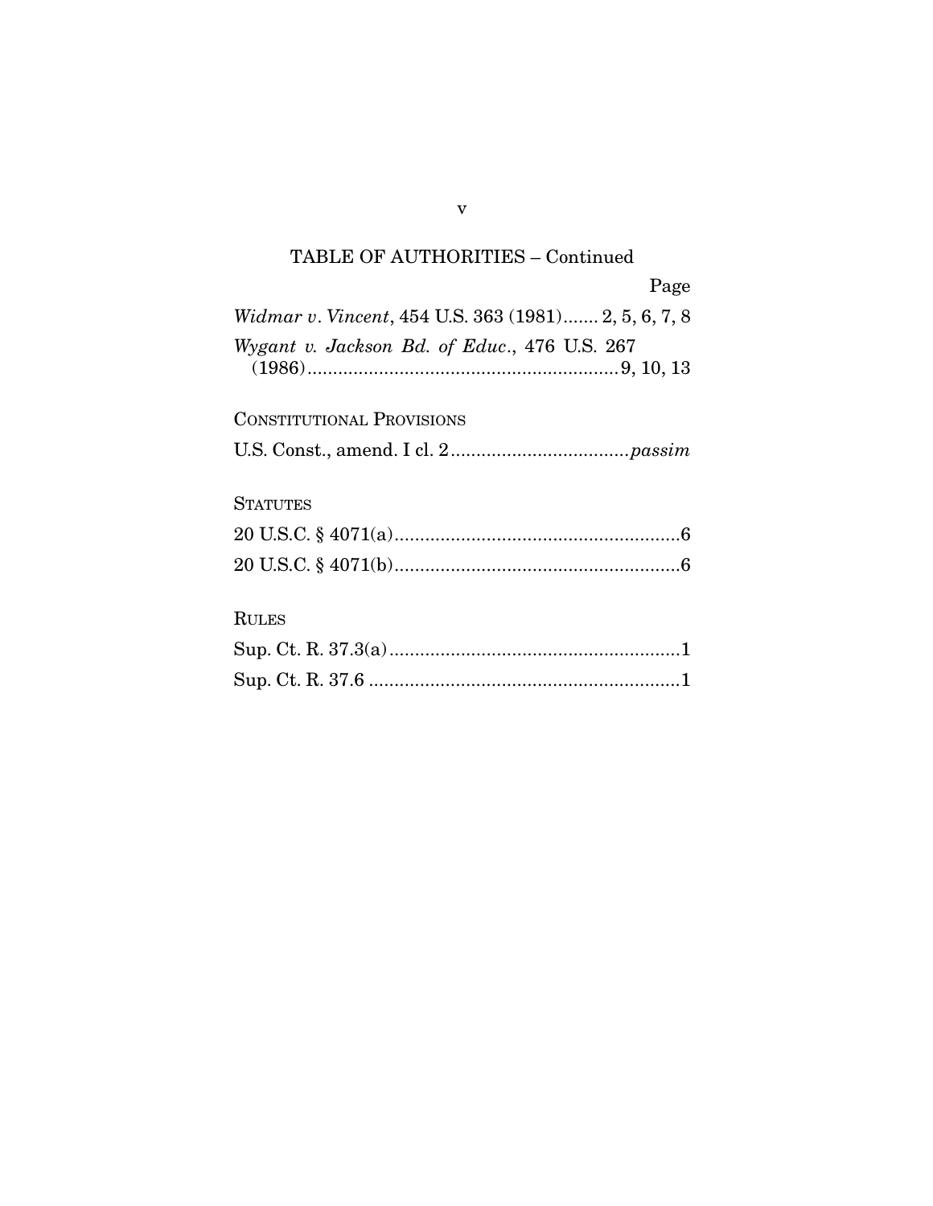## TABLE OF AUTHORITIES – Continued

Page

*Widmar v. Vincent*, 454 U.S. 363 (1981)....... 2, 5, 6, 7, 8

*Wygant v. Jackson Bd. of Educ.*, 476 U.S. 267 (1986)............................................................9, 10, 13

CONSTITUTIONAL PROVISIONS

U.S. Const., amend. I cl. 2..................................*passim*

STATUTES

20 U.S.C. § 4071(a).......................................................6

20 U.S.C. § 4071(b).......................................................6

RULES

Sup. Ct. R. 37.3(a).........................................................1

Sup. Ct. R. 37.6 .............................................................1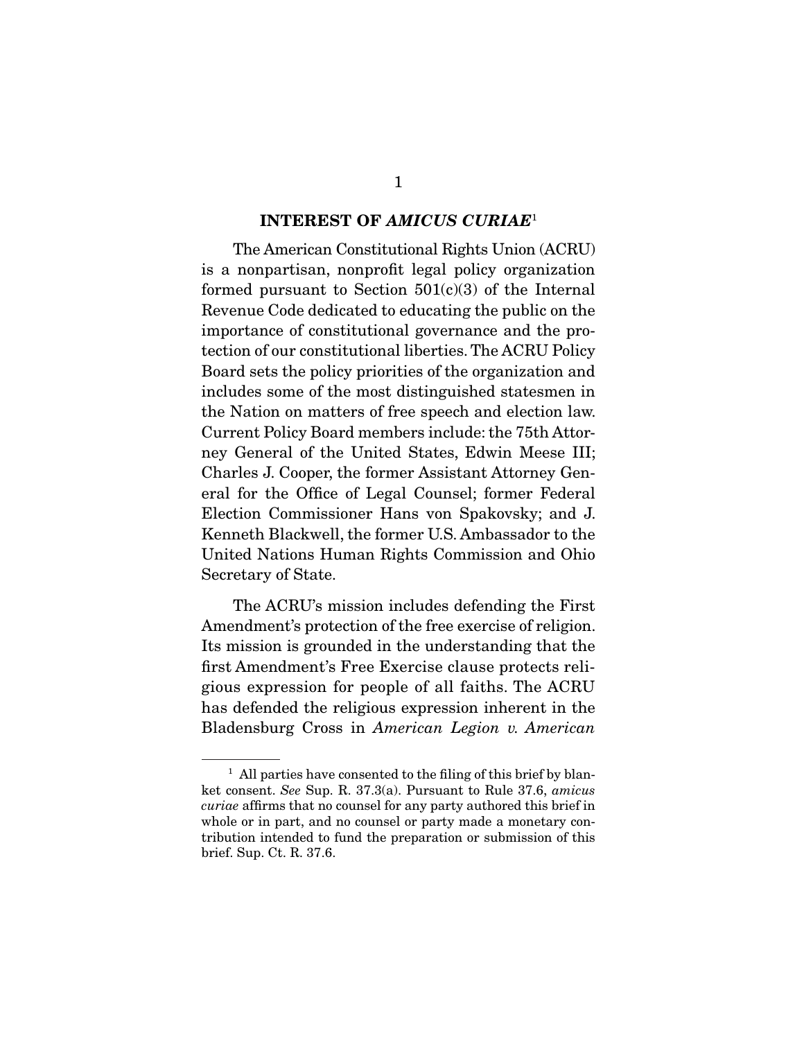## INTEREST OF *AMICUS CURIAE*[1]

The American Constitutional Rights Union (ACRU) is a nonpartisan, nonprofit legal policy organization formed pursuant to Section 501(c)(3) of the Internal Revenue Code dedicated to educating the public on the importance of constitutional governance and the protection of our constitutional liberties. The ACRU Policy Board sets the policy priorities of the organization and includes some of the most distinguished statesmen in the Nation on matters of free speech and election law. Current Policy Board members include: the 75th Attorney General of the United States, Edwin Meese III; Charles J. Cooper, the former Assistant Attorney General for the Office of Legal Counsel; former Federal Election Commissioner Hans von Spakovsky; and J. Kenneth Blackwell, the former U.S. Ambassador to the United Nations Human Rights Commission and Ohio Secretary of State.

The ACRU's mission includes defending the First Amendment's protection of the free exercise of religion. Its mission is grounded in the understanding that the first Amendment's Free Exercise clause protects religious expression for people of all faiths. The ACRU has defended the religious expression inherent in the Bladensburg Cross in *American Legion v. American*

[1] All parties have consented to the filing of this brief by blanket consent. *See* Sup. R. 37.3(a). Pursuant to Rule 37.6, *amicus curiae* affirms that no counsel for any party authored this brief in whole or in part, and no counsel or party made a monetary contribution intended to fund the preparation or submission of this brief. Sup. Ct. R. 37.6.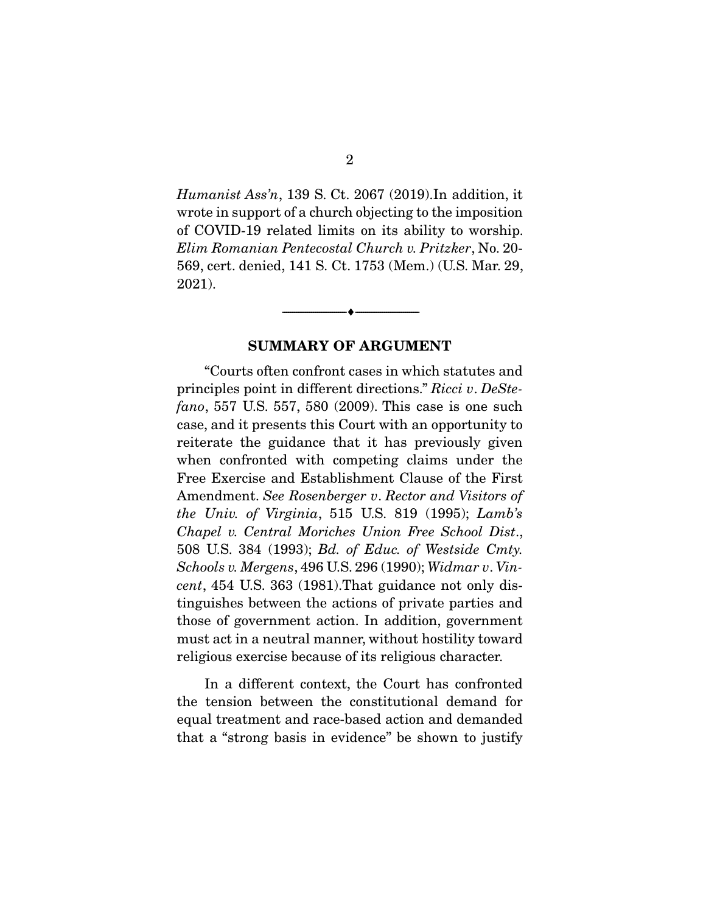*Humanist Ass'n*, 139 S. Ct. 2067 (2019).In addition, it wrote in support of a church objecting to the imposition of COVID-19 related limits on its ability to worship. *Elim Romanian Pentecostal Church v. Pritzker*, No. 20-569, cert. denied, 141 S. Ct. 1753 (Mem.) (U.S. Mar. 29, 2021).

---

## SUMMARY OF ARGUMENT

"Courts often confront cases in which statutes and principles point in different directions." *Ricci v. DeStefano*, 557 U.S. 557, 580 (2009). This case is one such case, and it presents this Court with an opportunity to reiterate the guidance that it has previously given when confronted with competing claims under the Free Exercise and Establishment Clause of the First Amendment. *See Rosenberger v. Rector and Visitors of the Univ. of Virginia*, 515 U.S. 819 (1995); *Lamb's Chapel v. Central Moriches Union Free School Dist.*, 508 U.S. 384 (1993); *Bd. of Educ. of Westside Cmty. Schools v. Mergens*, 496 U.S. 296 (1990); *Widmar v. Vincent*, 454 U.S. 363 (1981).That guidance not only distinguishes between the actions of private parties and those of government action. In addition, government must act in a neutral manner, without hostility toward religious exercise because of its religious character.

In a different context, the Court has confronted the tension between the constitutional demand for equal treatment and race-based action and demanded that a "strong basis in evidence" be shown to justify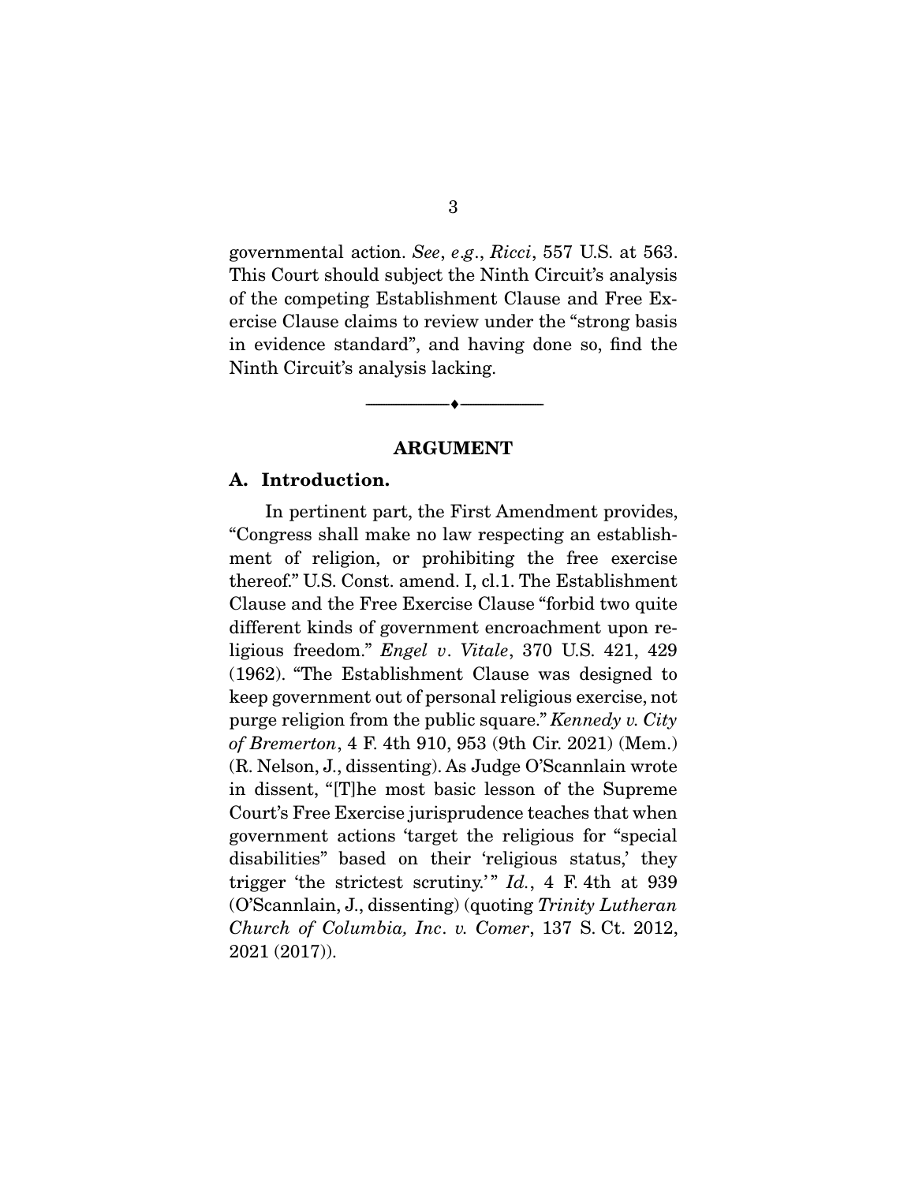governmental action. *See*, *e.g.*, *Ricci*, 557 U.S. at 563. This Court should subject the Ninth Circuit's analysis of the competing Establishment Clause and Free Exercise Clause claims to review under the "strong basis in evidence standard", and having done so, find the Ninth Circuit's analysis lacking.

---

## ARGUMENT

### A. Introduction.

In pertinent part, the First Amendment provides, "Congress shall make no law respecting an establishment of religion, or prohibiting the free exercise thereof." U.S. Const. amend. I, cl.1. The Establishment Clause and the Free Exercise Clause "forbid two quite different kinds of government encroachment upon religious freedom." *Engel v. Vitale*, 370 U.S. 421, 429 (1962). "The Establishment Clause was designed to keep government out of personal religious exercise, not purge religion from the public square." *Kennedy v. City of Bremerton*, 4 F. 4th 910, 953 (9th Cir. 2021) (Mem.) (R. Nelson, J., dissenting). As Judge O'Scannlain wrote in dissent, "[T]he most basic lesson of the Supreme Court's Free Exercise jurisprudence teaches that when government actions 'target the religious for "special disabilities" based on their 'religious status,' they trigger 'the strictest scrutiny.'" *Id.*, 4 F. 4th at 939 (O'Scannlain, J., dissenting) (quoting *Trinity Lutheran Church of Columbia, Inc. v. Comer*, 137 S. Ct. 2012, 2021 (2017)).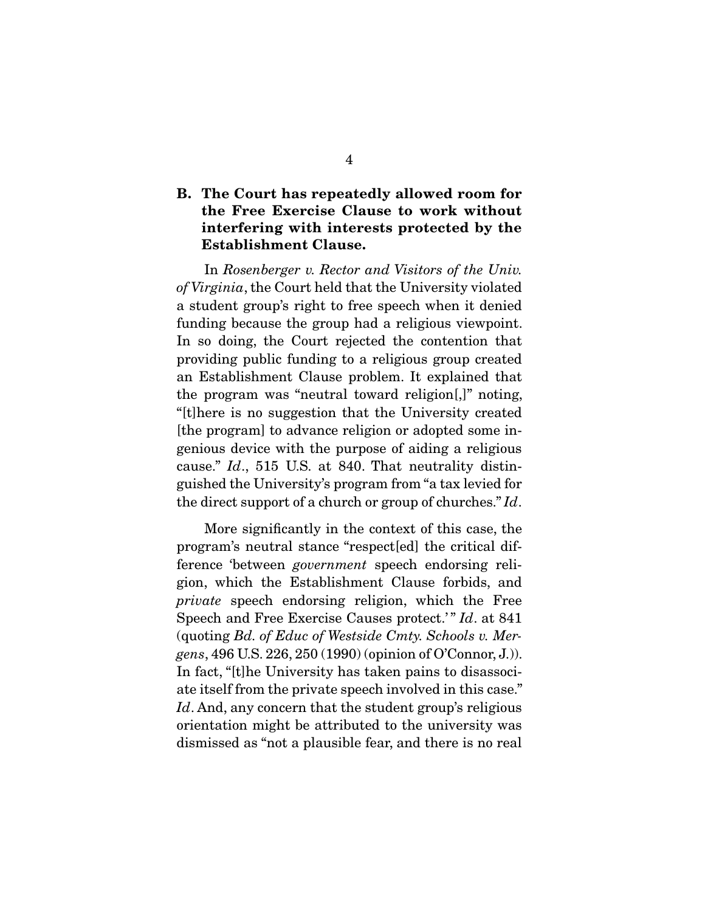## B. The Court has repeatedly allowed room for the Free Exercise Clause to work without interfering with interests protected by the Establishment Clause.

In *Rosenberger v. Rector and Visitors of the Univ. of Virginia*, the Court held that the University violated a student group's right to free speech when it denied funding because the group had a religious viewpoint. In so doing, the Court rejected the contention that providing public funding to a religious group created an Establishment Clause problem. It explained that the program was "neutral toward religion[,]" noting, "[t]here is no suggestion that the University created [the program] to advance religion or adopted some ingenious device with the purpose of aiding a religious cause." *Id*., 515 U.S. at 840. That neutrality distinguished the University's program from "a tax levied for the direct support of a church or group of churches." *Id*.

More significantly in the context of this case, the program's neutral stance "respect[ed] the critical difference 'between *government* speech endorsing religion, which the Establishment Clause forbids, and *private* speech endorsing religion, which the Free Speech and Free Exercise Causes protect.'" *Id*. at 841 (quoting *Bd. of Educ of Westside Cmty. Schools v. Mergens*, 496 U.S. 226, 250 (1990) (opinion of O'Connor, J.)). In fact, "[t]he University has taken pains to disassociate itself from the private speech involved in this case." *Id*. And, any concern that the student group's religious orientation might be attributed to the university was dismissed as "not a plausible fear, and there is no real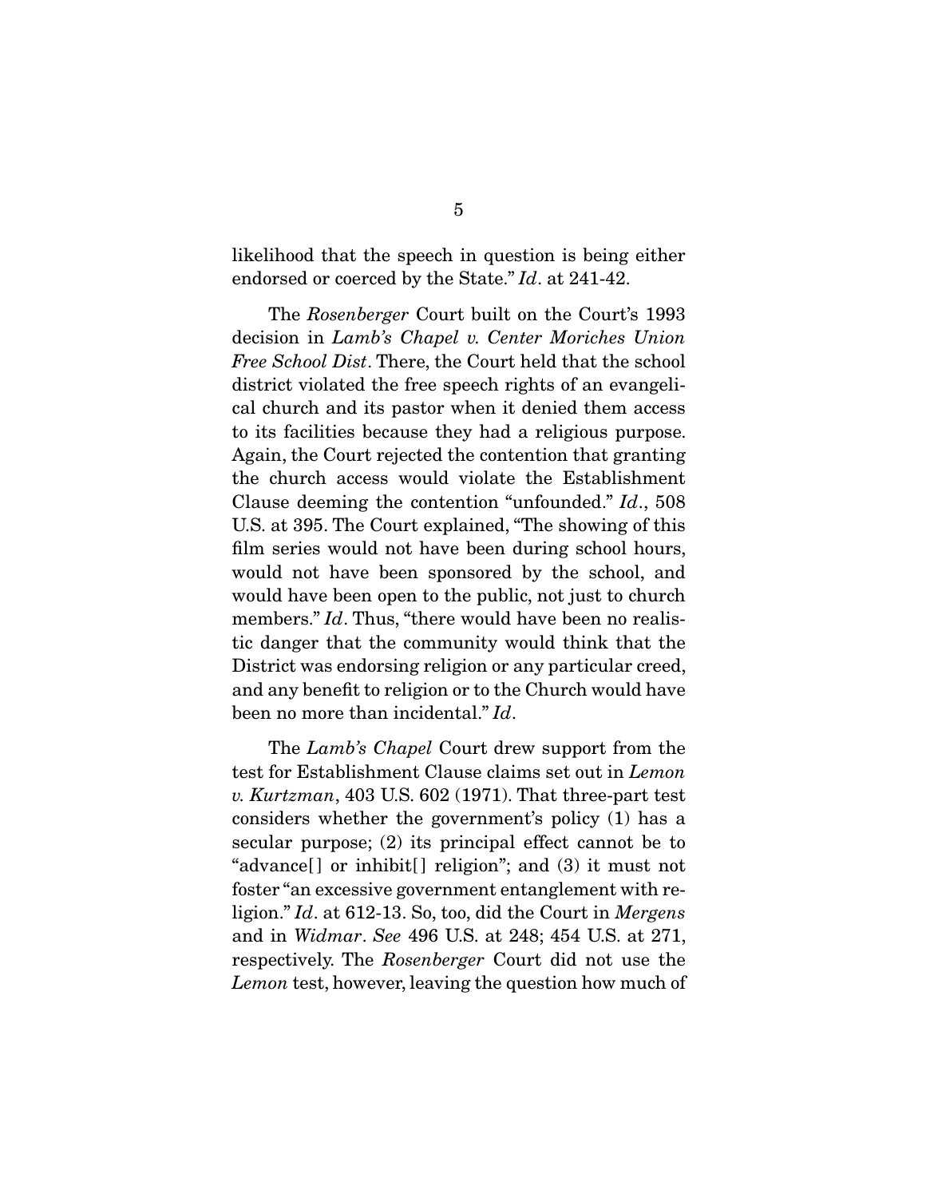likelihood that the speech in question is being either endorsed or coerced by the State." *Id*. at 241-42.

The *Rosenberger* Court built on the Court's 1993 decision in *Lamb's Chapel v. Center Moriches Union Free School Dist*. There, the Court held that the school district violated the free speech rights of an evangelical church and its pastor when it denied them access to its facilities because they had a religious purpose. Again, the Court rejected the contention that granting the church access would violate the Establishment Clause deeming the contention "unfounded." *Id*., 508 U.S. at 395. The Court explained, "The showing of this film series would not have been during school hours, would not have been sponsored by the school, and would have been open to the public, not just to church members." *Id*. Thus, "there would have been no realistic danger that the community would think that the District was endorsing religion or any particular creed, and any benefit to religion or to the Church would have been no more than incidental." *Id*.

The *Lamb's Chapel* Court drew support from the test for Establishment Clause claims set out in *Lemon v. Kurtzman*, 403 U.S. 602 (1971). That three-part test considers whether the government's policy (1) has a secular purpose; (2) its principal effect cannot be to "advance[] or inhibit[] religion"; and (3) it must not foster "an excessive government entanglement with religion." *Id*. at 612-13. So, too, did the Court in *Mergens* and in *Widmar*. *See* 496 U.S. at 248; 454 U.S. at 271, respectively. The *Rosenberger* Court did not use the *Lemon* test, however, leaving the question how much of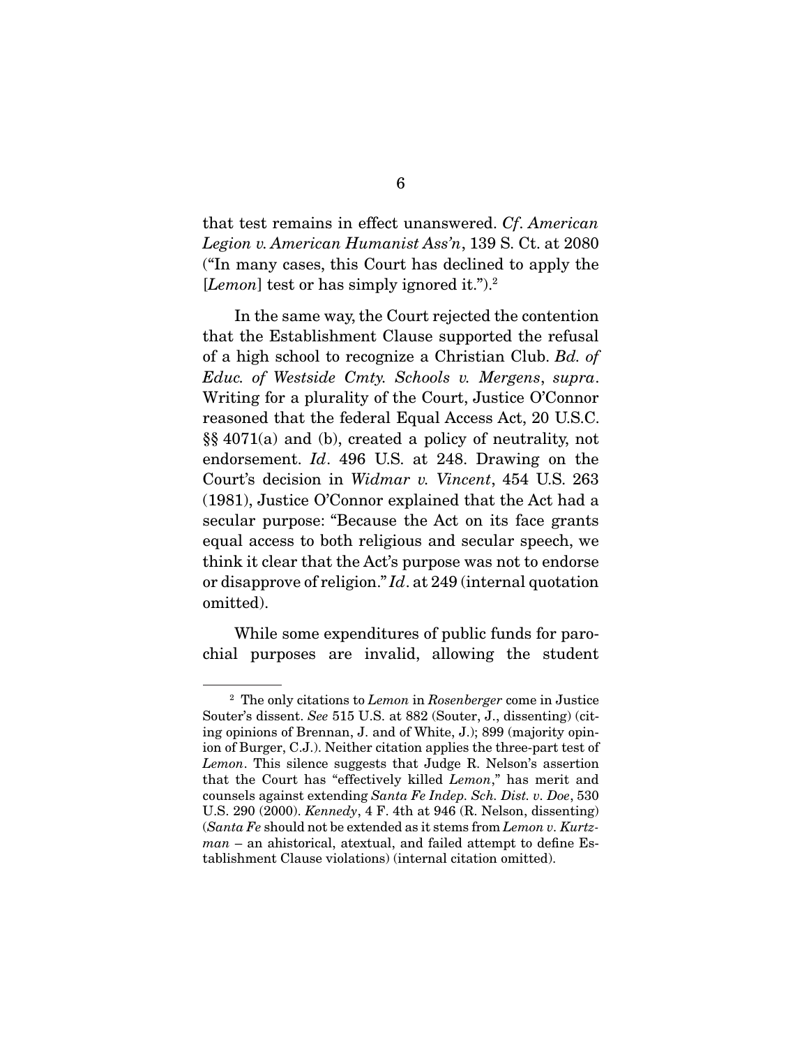that test remains in effect unanswered. *Cf*. *American Legion v. American Humanist Ass'n*, 139 S. Ct. at 2080 ("In many cases, this Court has declined to apply the [*Lemon*] test or has simply ignored it.").[2]

In the same way, the Court rejected the contention that the Establishment Clause supported the refusal of a high school to recognize a Christian Club. *Bd. of Educ. of Westside Cmty. Schools v. Mergens*, *supra*. Writing for a plurality of the Court, Justice O'Connor reasoned that the federal Equal Access Act, 20 U.S.C. §§ 4071(a) and (b), created a policy of neutrality, not endorsement. *Id*. 496 U.S. at 248. Drawing on the Court's decision in *Widmar v. Vincent*, 454 U.S. 263 (1981), Justice O'Connor explained that the Act had a secular purpose: "Because the Act on its face grants equal access to both religious and secular speech, we think it clear that the Act's purpose was not to endorse or disapprove of religion." *Id*. at 249 (internal quotation omitted).

While some expenditures of public funds for parochial purposes are invalid, allowing the student

---

[2] The only citations to *Lemon* in *Rosenberger* come in Justice Souter's dissent. *See* 515 U.S. at 882 (Souter, J., dissenting) (citing opinions of Brennan, J. and of White, J.); 899 (majority opinion of Burger, C.J.). Neither citation applies the three-part test of *Lemon*. This silence suggests that Judge R. Nelson's assertion that the Court has "effectively killed *Lemon*," has merit and counsels against extending *Santa Fe Indep. Sch. Dist. v. Doe*, 530 U.S. 290 (2000). *Kennedy*, 4 F. 4th at 946 (R. Nelson, dissenting) (*Santa Fe* should not be extended as it stems from *Lemon v. Kurtzman* – an ahistorical, atextual, and failed attempt to define Establishment Clause violations) (internal citation omitted).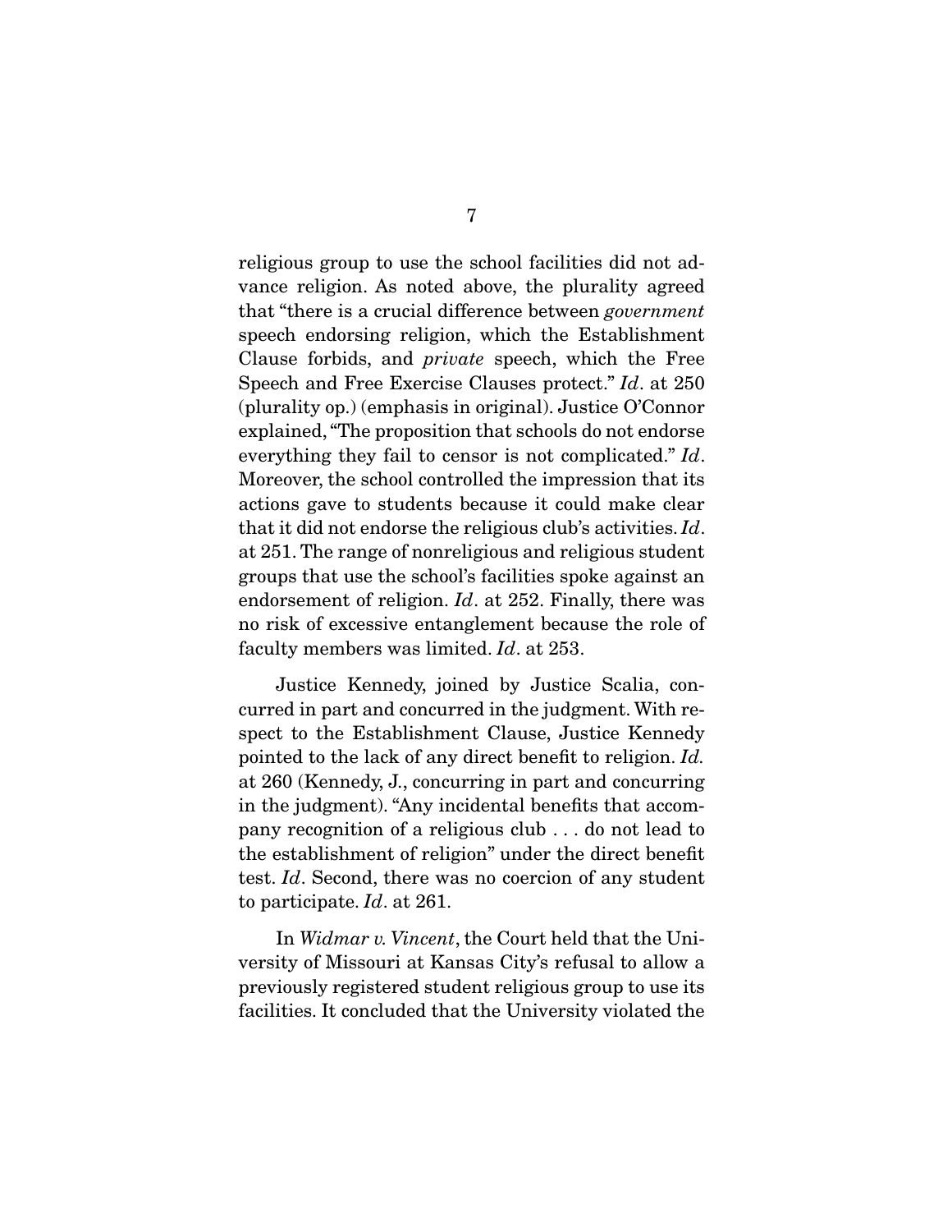religious group to use the school facilities did not advance religion. As noted above, the plurality agreed that "there is a crucial difference between *government* speech endorsing religion, which the Establishment Clause forbids, and *private* speech, which the Free Speech and Free Exercise Clauses protect." *Id*. at 250 (plurality op.) (emphasis in original). Justice O'Connor explained, "The proposition that schools do not endorse everything they fail to censor is not complicated." *Id*. Moreover, the school controlled the impression that its actions gave to students because it could make clear that it did not endorse the religious club's activities. *Id*. at 251. The range of nonreligious and religious student groups that use the school's facilities spoke against an endorsement of religion. *Id*. at 252. Finally, there was no risk of excessive entanglement because the role of faculty members was limited. *Id*. at 253.

Justice Kennedy, joined by Justice Scalia, concurred in part and concurred in the judgment. With respect to the Establishment Clause, Justice Kennedy pointed to the lack of any direct benefit to religion. *Id.* at 260 (Kennedy, J., concurring in part and concurring in the judgment). "Any incidental benefits that accompany recognition of a religious club . . . do not lead to the establishment of religion" under the direct benefit test. *Id*. Second, there was no coercion of any student to participate. *Id*. at 261.

In *Widmar v. Vincent*, the Court held that the University of Missouri at Kansas City's refusal to allow a previously registered student religious group to use its facilities. It concluded that the University violated the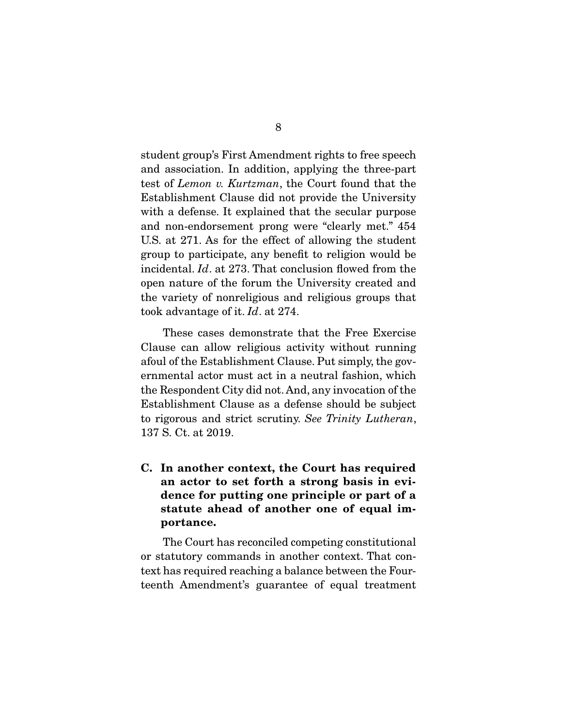student group's First Amendment rights to free speech and association. In addition, applying the three-part test of *Lemon v. Kurtzman*, the Court found that the Establishment Clause did not provide the University with a defense. It explained that the secular purpose and non-endorsement prong were "clearly met." 454 U.S. at 271. As for the effect of allowing the student group to participate, any benefit to religion would be incidental. *Id*. at 273. That conclusion flowed from the open nature of the forum the University created and the variety of nonreligious and religious groups that took advantage of it. *Id*. at 274.

These cases demonstrate that the Free Exercise Clause can allow religious activity without running afoul of the Establishment Clause. Put simply, the governmental actor must act in a neutral fashion, which the Respondent City did not. And, any invocation of the Establishment Clause as a defense should be subject to rigorous and strict scrutiny. *See Trinity Lutheran*, 137 S. Ct. at 2019.

### C. In another context, the Court has required an actor to set forth a strong basis in evidence for putting one principle or part of a statute ahead of another one of equal importance.

The Court has reconciled competing constitutional or statutory commands in another context. That context has required reaching a balance between the Fourteenth Amendment's guarantee of equal treatment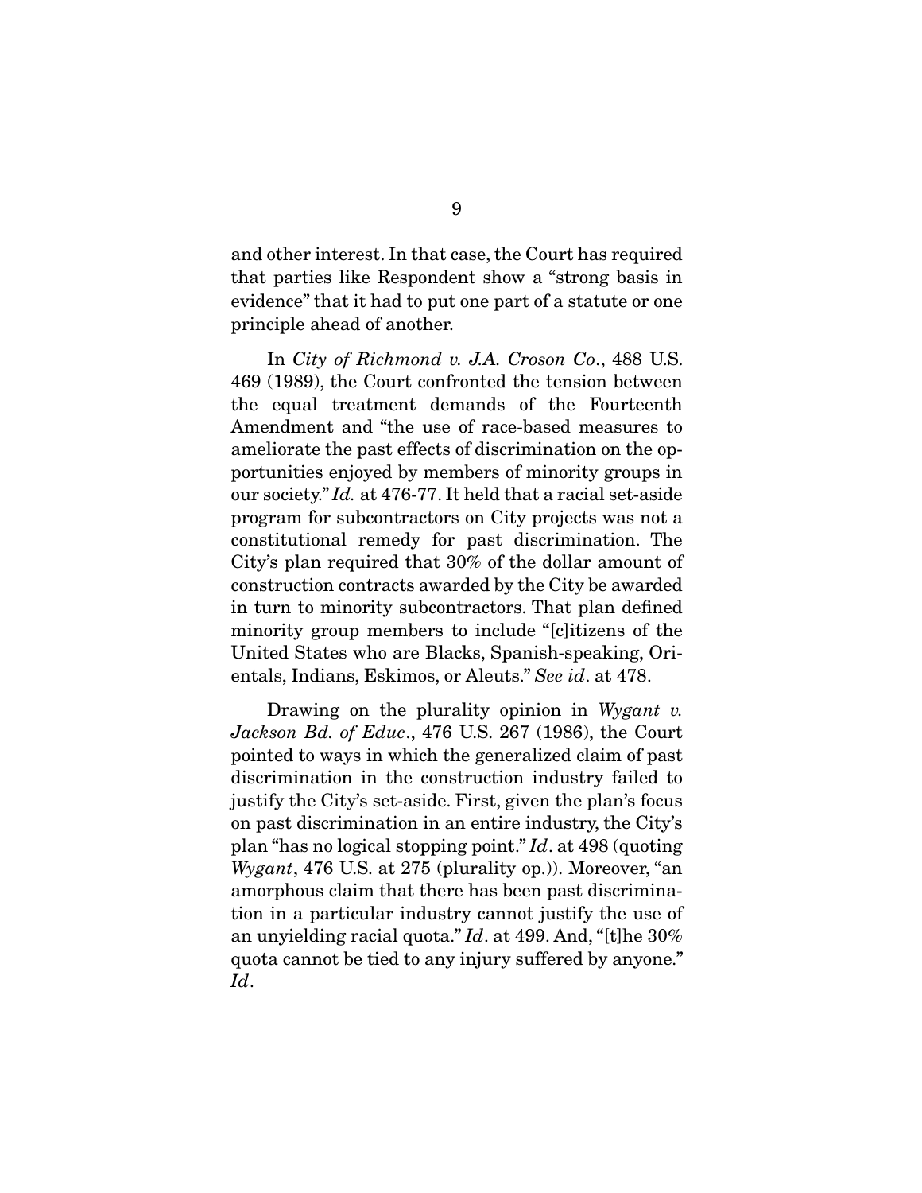and other interest. In that case, the Court has required that parties like Respondent show a "strong basis in evidence" that it had to put one part of a statute or one principle ahead of another.

In *City of Richmond v. J.A. Croson Co.*, 488 U.S. 469 (1989), the Court confronted the tension between the equal treatment demands of the Fourteenth Amendment and "the use of race-based measures to ameliorate the past effects of discrimination on the opportunities enjoyed by members of minority groups in our society." *Id.* at 476-77. It held that a racial set-aside program for subcontractors on City projects was not a constitutional remedy for past discrimination. The City's plan required that 30% of the dollar amount of construction contracts awarded by the City be awarded in turn to minority subcontractors. That plan defined minority group members to include "[c]itizens of the United States who are Blacks, Spanish-speaking, Orientals, Indians, Eskimos, or Aleuts." *See id*. at 478.

Drawing on the plurality opinion in *Wygant v. Jackson Bd. of Educ*., 476 U.S. 267 (1986), the Court pointed to ways in which the generalized claim of past discrimination in the construction industry failed to justify the City's set-aside. First, given the plan's focus on past discrimination in an entire industry, the City's plan "has no logical stopping point." *Id*. at 498 (quoting *Wygant*, 476 U.S. at 275 (plurality op.)). Moreover, "an amorphous claim that there has been past discrimination in a particular industry cannot justify the use of an unyielding racial quota." *Id*. at 499. And, "[t]he 30% quota cannot be tied to any injury suffered by anyone." *Id*.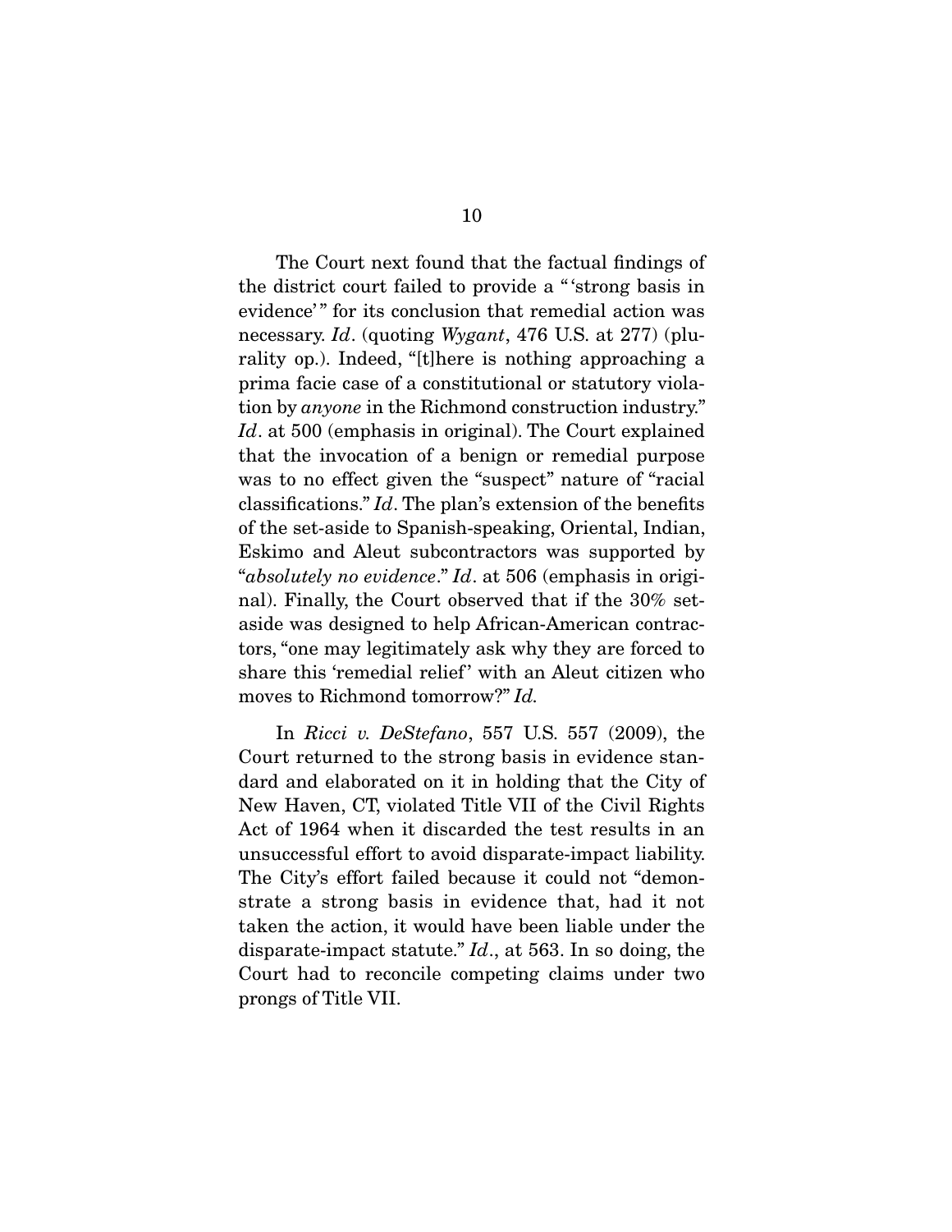The Court next found that the factual findings of the district court failed to provide a "'strong basis in evidence'" for its conclusion that remedial action was necessary. *Id*. (quoting *Wygant*, 476 U.S. at 277) (plurality op.). Indeed, "[t]here is nothing approaching a prima facie case of a constitutional or statutory violation by *anyone* in the Richmond construction industry." *Id*. at 500 (emphasis in original). The Court explained that the invocation of a benign or remedial purpose was to no effect given the "suspect" nature of "racial classifications." *Id*. The plan's extension of the benefits of the set-aside to Spanish-speaking, Oriental, Indian, Eskimo and Aleut subcontractors was supported by "*absolutely no evidence*." *Id*. at 506 (emphasis in original). Finally, the Court observed that if the 30% set-aside was designed to help African-American contractors, "one may legitimately ask why they are forced to share this 'remedial relief' with an Aleut citizen who moves to Richmond tomorrow?" *Id.*

In *Ricci v. DeStefano*, 557 U.S. 557 (2009), the Court returned to the strong basis in evidence standard and elaborated on it in holding that the City of New Haven, CT, violated Title VII of the Civil Rights Act of 1964 when it discarded the test results in an unsuccessful effort to avoid disparate-impact liability. The City's effort failed because it could not "demonstrate a strong basis in evidence that, had it not taken the action, it would have been liable under the disparate-impact statute." *Id*., at 563. In so doing, the Court had to reconcile competing claims under two prongs of Title VII.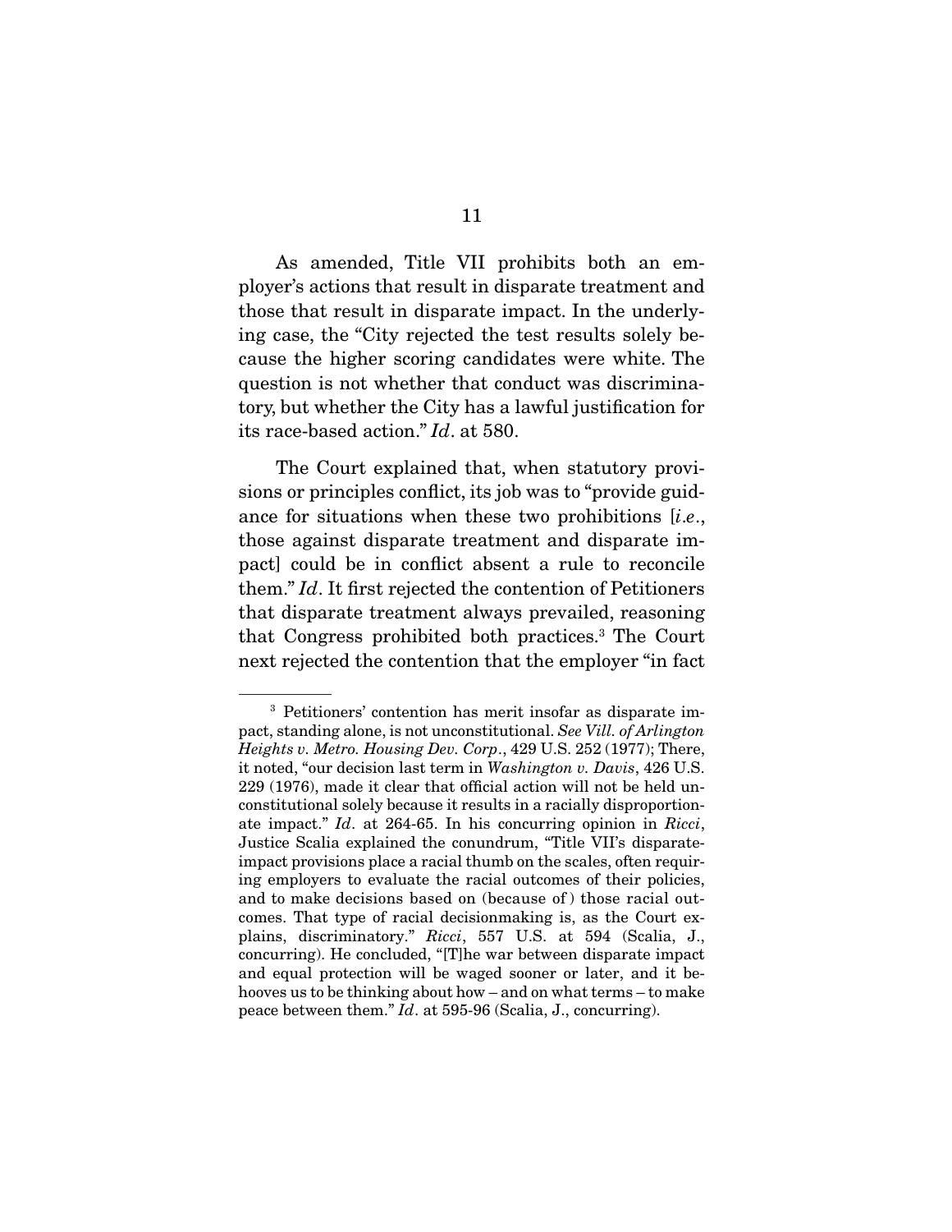As amended, Title VII prohibits both an employer's actions that result in disparate treatment and those that result in disparate impact. In the underlying case, the "City rejected the test results solely because the higher scoring candidates were white. The question is not whether that conduct was discriminatory, but whether the City has a lawful justification for its race-based action." *Id*. at 580.

The Court explained that, when statutory provisions or principles conflict, its job was to "provide guidance for situations when these two prohibitions [*i.e*., those against disparate treatment and disparate impact] could be in conflict absent a rule to reconcile them." *Id*. It first rejected the contention of Petitioners that disparate treatment always prevailed, reasoning that Congress prohibited both practices.[3] The Court next rejected the contention that the employer "in fact

---

[3] Petitioners' contention has merit insofar as disparate impact, standing alone, is not unconstitutional. *See Vill. of Arlington Heights v. Metro. Housing Dev. Corp*., 429 U.S. 252 (1977); There, it noted, "our decision last term in *Washington v. Davis*, 426 U.S. 229 (1976), made it clear that official action will not be held unconstitutional solely because it results in a racially disproportionate impact." *Id*. at 264-65. In his concurring opinion in *Ricci*, Justice Scalia explained the conundrum, "Title VII's disparate-impact provisions place a racial thumb on the scales, often requiring employers to evaluate the racial outcomes of their policies, and to make decisions based on (because of) those racial outcomes. That type of racial decisionmaking is, as the Court explains, discriminatory." *Ricci*, 557 U.S. at 594 (Scalia, J., concurring). He concluded, "[T]he war between disparate impact and equal protection will be waged sooner or later, and it behooves us to be thinking about how – and on what terms – to make peace between them." *Id*. at 595-96 (Scalia, J., concurring).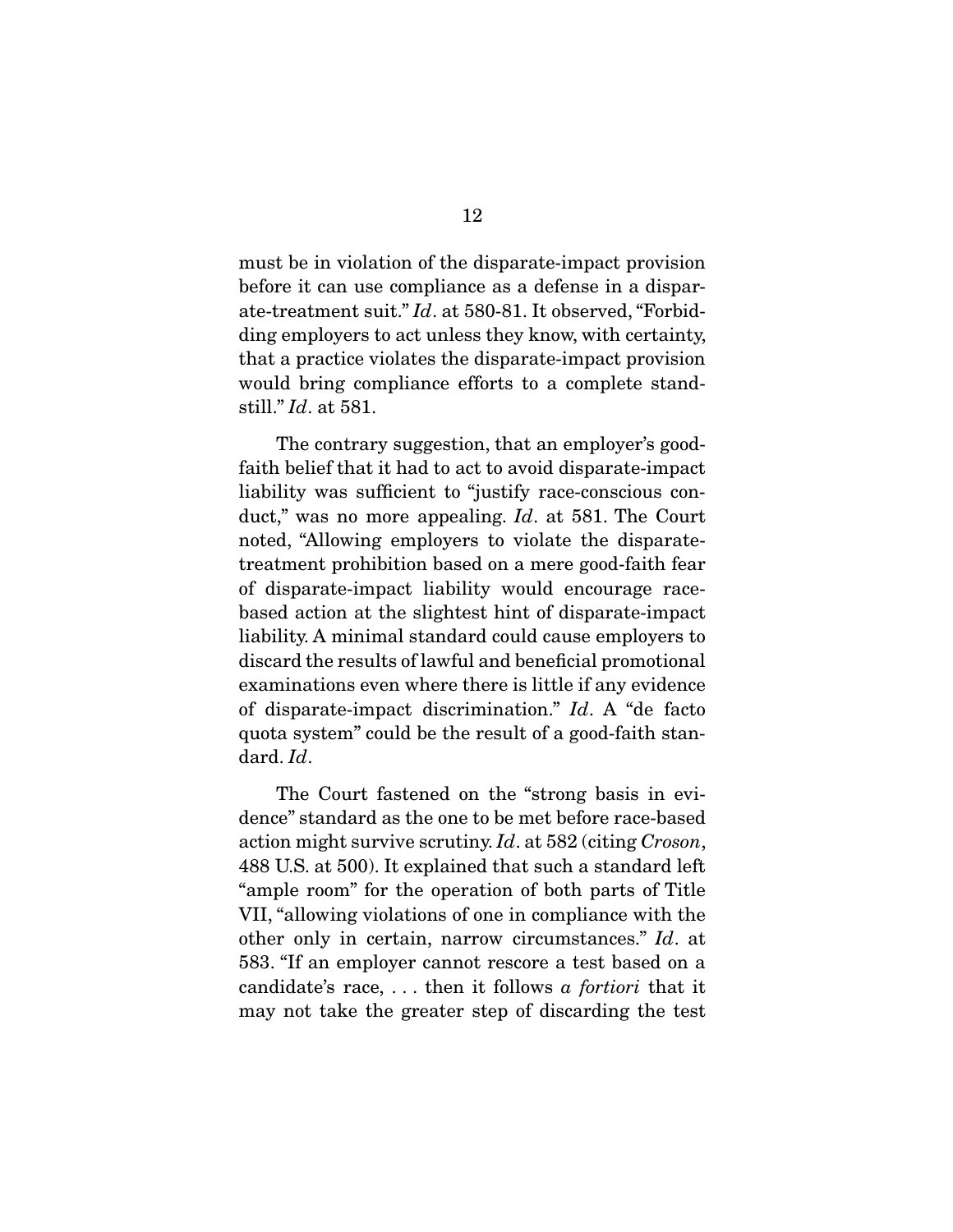must be in violation of the disparate-impact provision before it can use compliance as a defense in a disparate-treatment suit." *Id*. at 580-81. It observed, "Forbidding employers to act unless they know, with certainty, that a practice violates the disparate-impact provision would bring compliance efforts to a complete standstill." *Id*. at 581.

The contrary suggestion, that an employer's good-faith belief that it had to act to avoid disparate-impact liability was sufficient to "justify race-conscious conduct," was no more appealing. *Id*. at 581. The Court noted, "Allowing employers to violate the disparate-treatment prohibition based on a mere good-faith fear of disparate-impact liability would encourage race-based action at the slightest hint of disparate-impact liability. A minimal standard could cause employers to discard the results of lawful and beneficial promotional examinations even where there is little if any evidence of disparate-impact discrimination." *Id*. A "de facto quota system" could be the result of a good-faith standard. *Id*.

The Court fastened on the "strong basis in evidence" standard as the one to be met before race-based action might survive scrutiny. *Id*. at 582 (citing *Croson*, 488 U.S. at 500). It explained that such a standard left "ample room" for the operation of both parts of Title VII, "allowing violations of one in compliance with the other only in certain, narrow circumstances." *Id*. at 583. "If an employer cannot rescore a test based on a candidate's race, . . . then it follows *a fortiori* that it may not take the greater step of discarding the test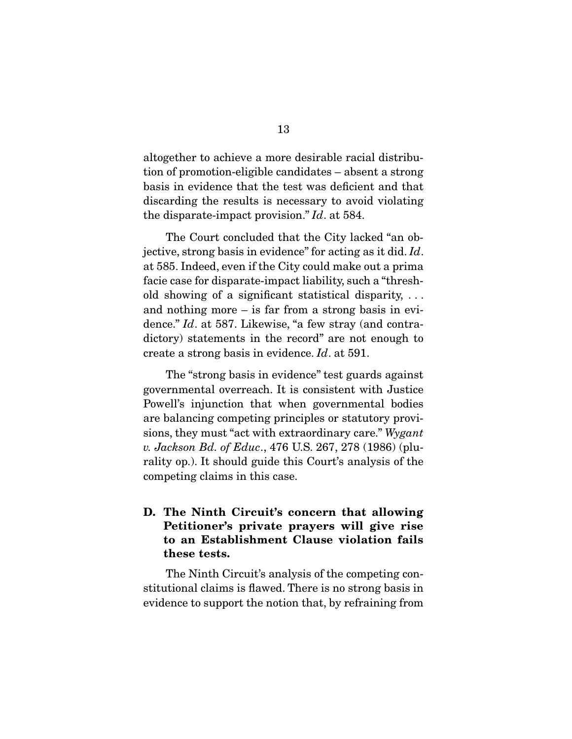altogether to achieve a more desirable racial distribution of promotion-eligible candidates – absent a strong basis in evidence that the test was deficient and that discarding the results is necessary to avoid violating the disparate-impact provision." *Id*. at 584.

The Court concluded that the City lacked "an objective, strong basis in evidence" for acting as it did. *Id*. at 585. Indeed, even if the City could make out a prima facie case for disparate-impact liability, such a "threshold showing of a significant statistical disparity, . . . and nothing more – is far from a strong basis in evidence." *Id*. at 587. Likewise, "a few stray (and contradictory) statements in the record" are not enough to create a strong basis in evidence. *Id*. at 591.

The "strong basis in evidence" test guards against governmental overreach. It is consistent with Justice Powell's injunction that when governmental bodies are balancing competing principles or statutory provisions, they must "act with extraordinary care." *Wygant v. Jackson Bd. of Educ*., 476 U.S. 267, 278 (1986) (plurality op.). It should guide this Court's analysis of the competing claims in this case.

### D. The Ninth Circuit's concern that allowing Petitioner's private prayers will give rise to an Establishment Clause violation fails these tests.

The Ninth Circuit's analysis of the competing constitutional claims is flawed. There is no strong basis in evidence to support the notion that, by refraining from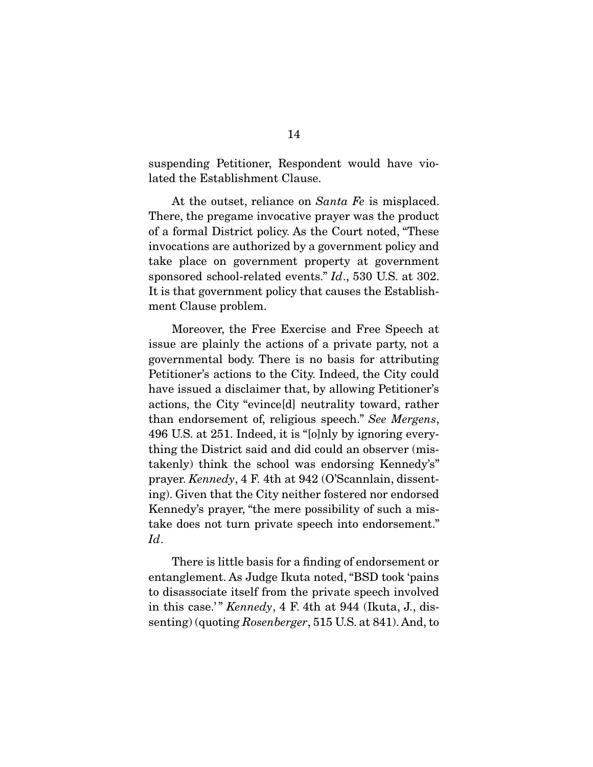suspending Petitioner, Respondent would have violated the Establishment Clause.

At the outset, reliance on *Santa Fe* is misplaced. There, the pregame invocative prayer was the product of a formal District policy. As the Court noted, "These invocations are authorized by a government policy and take place on government property at government sponsored school-related events." *Id*., 530 U.S. at 302. It is that government policy that causes the Establishment Clause problem.

Moreover, the Free Exercise and Free Speech at issue are plainly the actions of a private party, not a governmental body. There is no basis for attributing Petitioner's actions to the City. Indeed, the City could have issued a disclaimer that, by allowing Petitioner's actions, the City "evince[d] neutrality toward, rather than endorsement of, religious speech." *See Mergens*, 496 U.S. at 251. Indeed, it is "[o]nly by ignoring everything the District said and did could an observer (mistakenly) think the school was endorsing Kennedy's" prayer. *Kennedy*, 4 F. 4th at 942 (O'Scannlain, dissenting). Given that the City neither fostered nor endorsed Kennedy's prayer, "the mere possibility of such a mistake does not turn private speech into endorsement." *Id*.

There is little basis for a finding of endorsement or entanglement. As Judge Ikuta noted, "BSD took 'pains to disassociate itself from the private speech involved in this case.'" *Kennedy*, 4 F. 4th at 944 (Ikuta, J., dissenting) (quoting *Rosenberger*, 515 U.S. at 841). And, to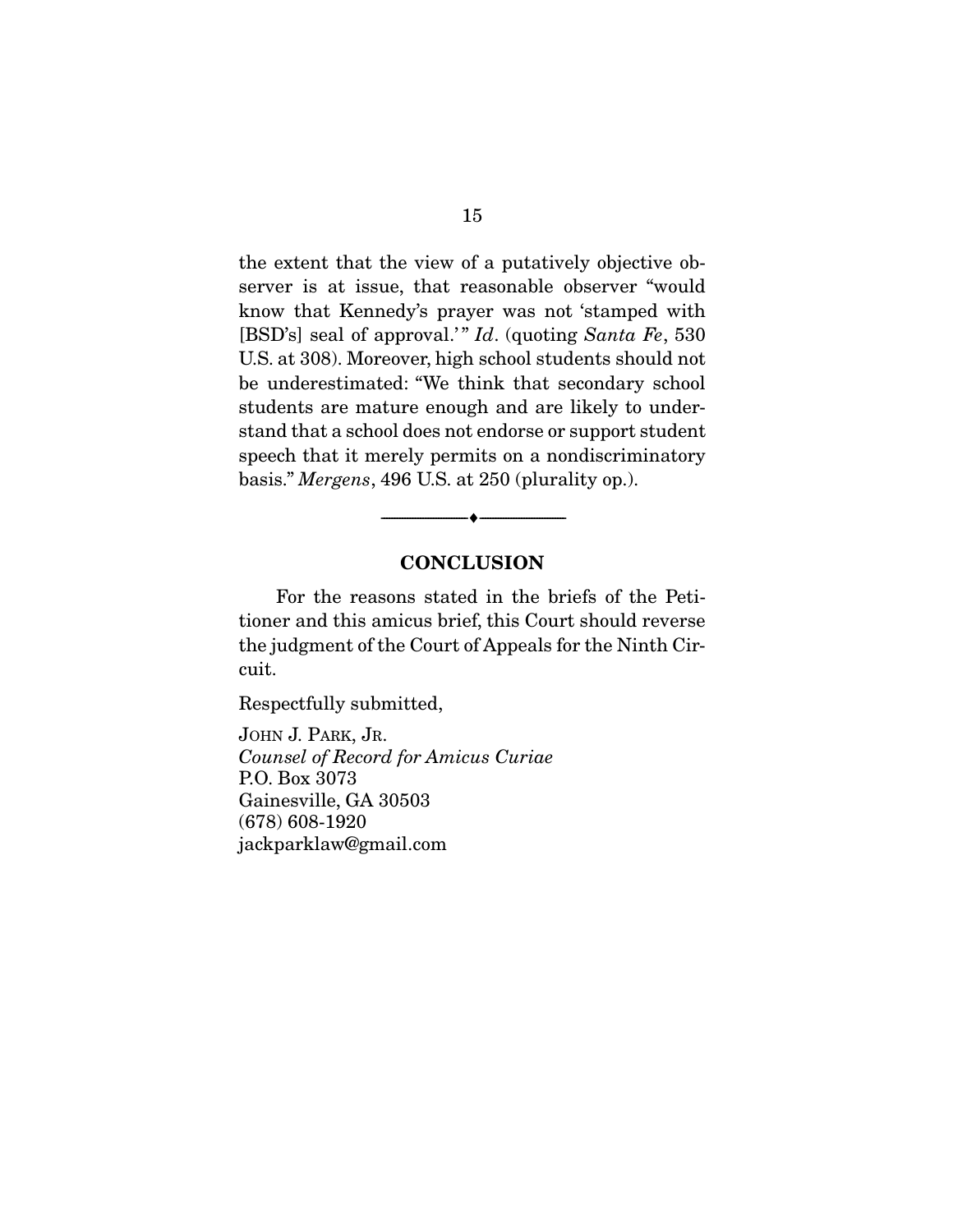the extent that the view of a putatively objective observer is at issue, that reasonable observer "would know that Kennedy's prayer was not 'stamped with [BSD's] seal of approval.'" *Id*. (quoting *Santa Fe*, 530 U.S. at 308). Moreover, high school students should not be underestimated: "We think that secondary school students are mature enough and are likely to understand that a school does not endorse or support student speech that it merely permits on a nondiscriminatory basis." *Mergens*, 496 U.S. at 250 (plurality op.).

---

## CONCLUSION

For the reasons stated in the briefs of the Petitioner and this amicus brief, this Court should reverse the judgment of the Court of Appeals for the Ninth Circuit.

Respectfully submitted,

JOHN J. PARK, JR.
*Counsel of Record for Amicus Curiae*
P.O. Box 3073
Gainesville, GA 30503
(678) 608-1920
jackparklaw@gmail.com